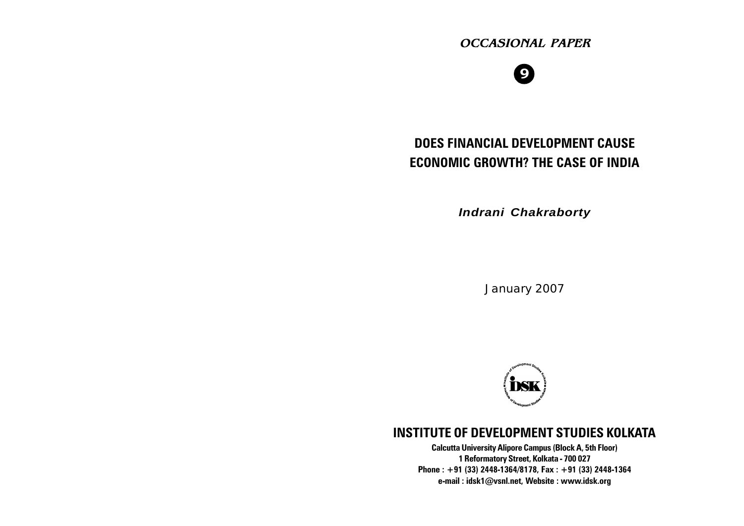*OCCASIONAL PAPER*

**9**

# DOES FINANCIAL DEVELOPMENT CAUSE ECONOMIC GROWTH? THE CASE OF INDIA

***Indrani Chakraborty***

January 2007

## INSTITUTE OF DEVELOPMENT STUDIES KOLKATA

**Calcutta University Alipore Campus (Block A, 5th Floor)**
**1 Reformatory Street, Kolkata - 700 027**
**Phone : +91 (33) 2448-1364/8178, Fax : +91 (33) 2448-1364**
**e-mail : idsk1@vsnl.net, Website : www.idsk.org**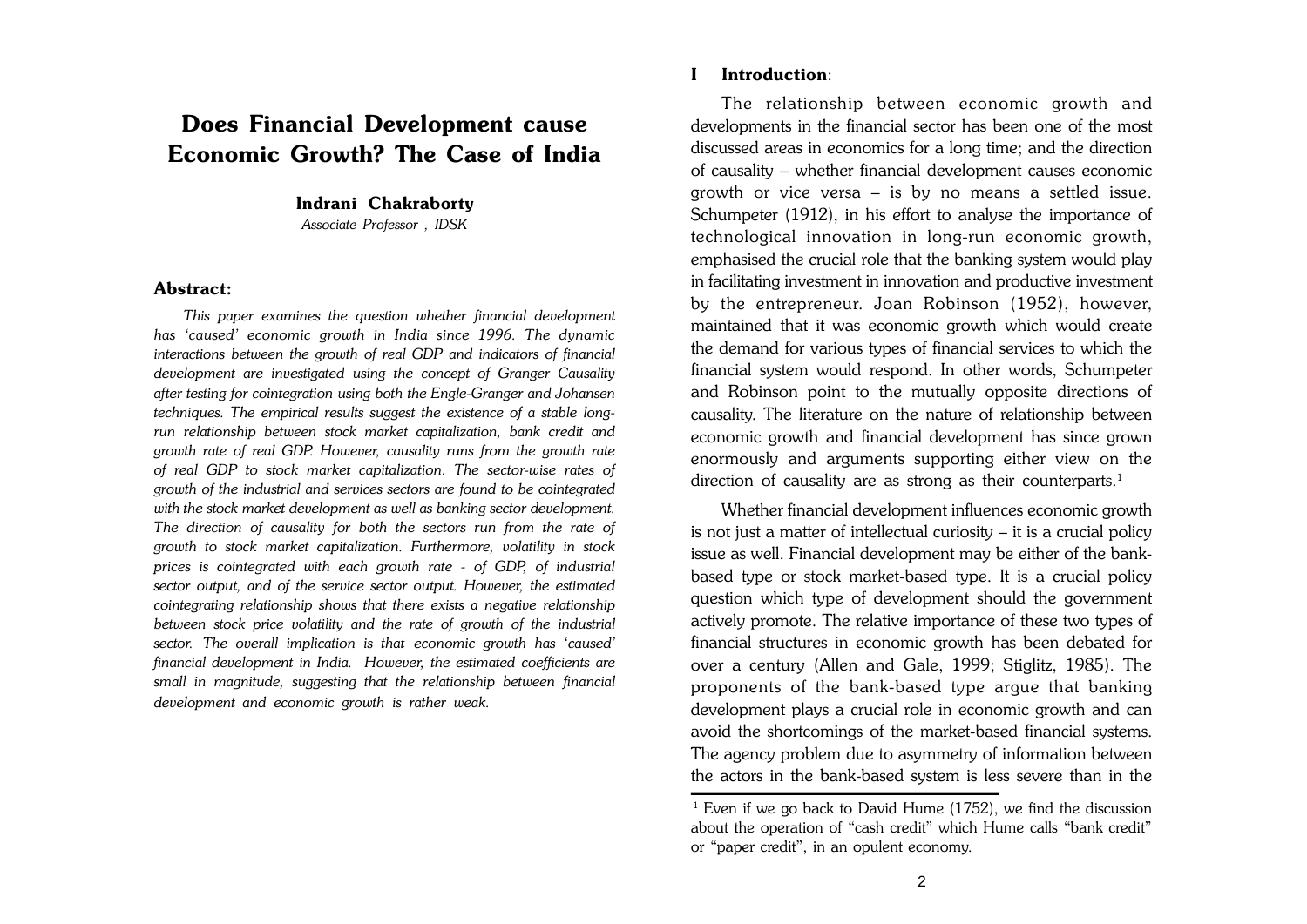# Does Financial Development cause Economic Growth? The Case of India

**Indrani Chakraborty**

*Associate Professor , IDSK*

## Abstract:

*This paper examines the question whether financial development has 'caused' economic growth in India since 1996. The dynamic interactions between the growth of real GDP and indicators of financial development are investigated using the concept of Granger Causality after testing for cointegration using both the Engle-Granger and Johansen techniques. The empirical results suggest the existence of a stable long-run relationship between stock market capitalization, bank credit and growth rate of real GDP. However, causality runs from the growth rate of real GDP to stock market capitalization. The sector-wise rates of growth of the industrial and services sectors are found to be cointegrated with the stock market development as well as banking sector development. The direction of causality for both the sectors run from the rate of growth to stock market capitalization. Furthermore, volatility in stock prices is cointegrated with each growth rate - of GDP, of industrial sector output, and of the service sector output. However, the estimated cointegrating relationship shows that there exists a negative relationship between stock price volatility and the rate of growth of the industrial sector. The overall implication is that economic growth has 'caused' financial development in India. However, the estimated coefficients are small in magnitude, suggesting that the relationship between financial development and economic growth is rather weak.*

## I Introduction:

The relationship between economic growth and developments in the financial sector has been one of the most discussed areas in economics for a long time; and the direction of causality – whether financial development causes economic growth or vice versa – is by no means a settled issue. Schumpeter (1912), in his effort to analyse the importance of technological innovation in long-run economic growth, emphasised the crucial role that the banking system would play in facilitating investment in innovation and productive investment by the entrepreneur. Joan Robinson (1952), however, maintained that it was economic growth which would create the demand for various types of financial services to which the financial system would respond. In other words, Schumpeter and Robinson point to the mutually opposite directions of causality. The literature on the nature of relationship between economic growth and financial development has since grown enormously and arguments supporting either view on the direction of causality are as strong as their counterparts.[1]

Whether financial development influences economic growth is not just a matter of intellectual curiosity – it is a crucial policy issue as well. Financial development may be either of the bank-based type or stock market-based type. It is a crucial policy question which type of development should the government actively promote. The relative importance of these two types of financial structures in economic growth has been debated for over a century (Allen and Gale, 1999; Stiglitz, 1985). The proponents of the bank-based type argue that banking development plays a crucial role in economic growth and can avoid the shortcomings of the market-based financial systems. The agency problem due to asymmetry of information between the actors in the bank-based system is less severe than in the

[1] Even if we go back to David Hume (1752), we find the discussion about the operation of "cash credit" which Hume calls "bank credit" or "paper credit", in an opulent economy.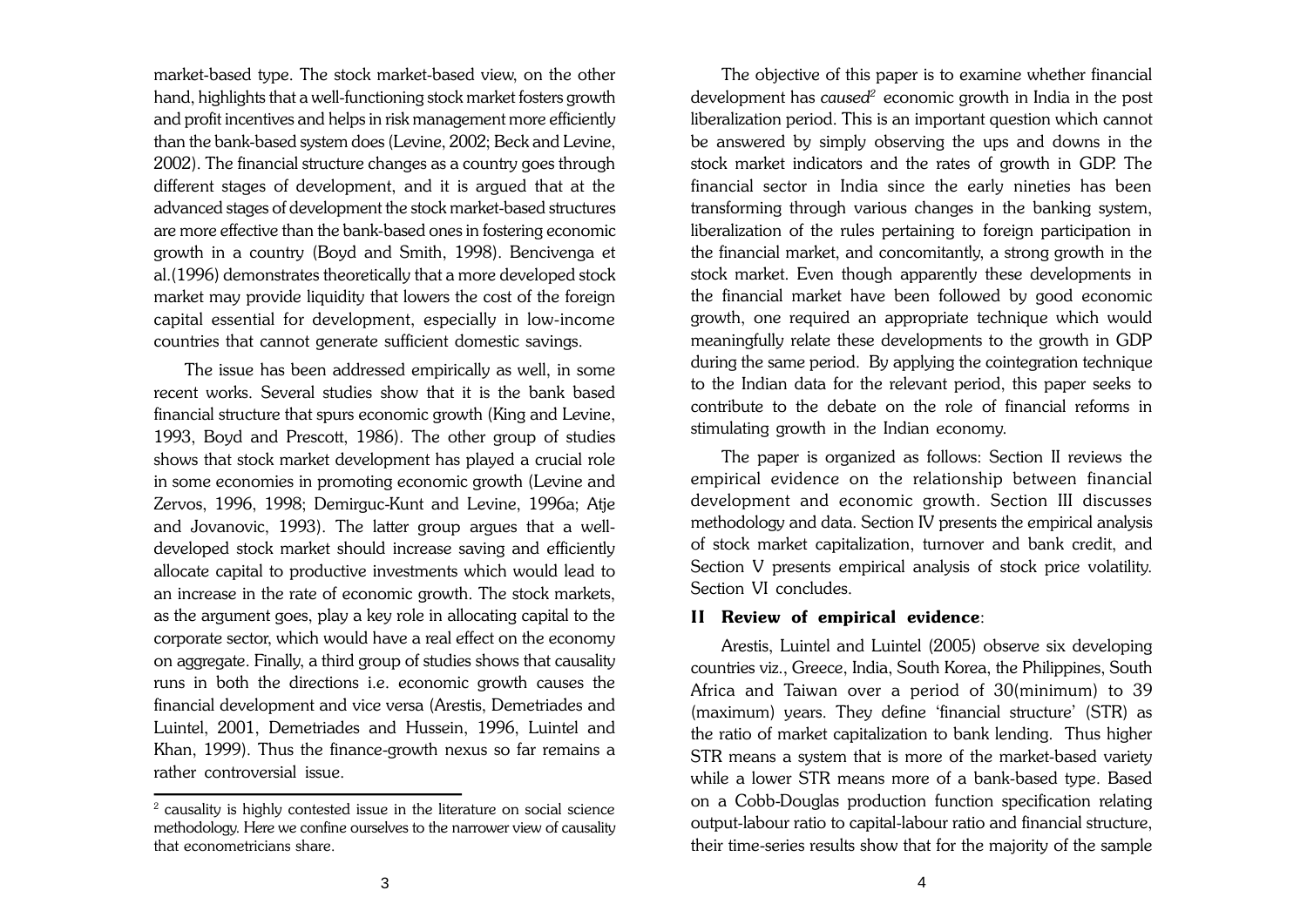market-based type. The stock market-based view, on the other hand, highlights that a well-functioning stock market fosters growth and profit incentives and helps in risk management more efficiently than the bank-based system does (Levine, 2002; Beck and Levine, 2002). The financial structure changes as a country goes through different stages of development, and it is argued that at the advanced stages of development the stock market-based structures are more effective than the bank-based ones in fostering economic growth in a country (Boyd and Smith, 1998). Bencivenga et al.(1996) demonstrates theoretically that a more developed stock market may provide liquidity that lowers the cost of the foreign capital essential for development, especially in low-income countries that cannot generate sufficient domestic savings.

The issue has been addressed empirically as well, in some recent works. Several studies show that it is the bank based financial structure that spurs economic growth (King and Levine, 1993, Boyd and Prescott, 1986). The other group of studies shows that stock market development has played a crucial role in some economies in promoting economic growth (Levine and Zervos, 1996, 1998; Demirguc-Kunt and Levine, 1996a; Atje and Jovanovic, 1993). The latter group argues that a well-developed stock market should increase saving and efficiently allocate capital to productive investments which would lead to an increase in the rate of economic growth. The stock markets, as the argument goes, play a key role in allocating capital to the corporate sector, which would have a real effect on the economy on aggregate. Finally, a third group of studies shows that causality runs in both the directions i.e. economic growth causes the financial development and vice versa (Arestis, Demetriades and Luintel, 2001, Demetriades and Hussein, 1996, Luintel and Khan, 1999). Thus the finance-growth nexus so far remains a rather controversial issue.

The objective of this paper is to examine whether financial development has *caused*[2] economic growth in India in the post liberalization period. This is an important question which cannot be answered by simply observing the ups and downs in the stock market indicators and the rates of growth in GDP. The financial sector in India since the early nineties has been transforming through various changes in the banking system, liberalization of the rules pertaining to foreign participation in the financial market, and concomitantly, a strong growth in the stock market. Even though apparently these developments in the financial market have been followed by good economic growth, one required an appropriate technique which would meaningfully relate these developments to the growth in GDP during the same period. By applying the cointegration technique to the Indian data for the relevant period, this paper seeks to contribute to the debate on the role of financial reforms in stimulating growth in the Indian economy.

The paper is organized as follows: Section II reviews the empirical evidence on the relationship between financial development and economic growth. Section III discusses methodology and data. Section IV presents the empirical analysis of stock market capitalization, turnover and bank credit, and Section V presents empirical analysis of stock price volatility. Section VI concludes.

## II Review of empirical evidence:

Arestis, Luintel and Luintel (2005) observe six developing countries viz., Greece, India, South Korea, the Philippines, South Africa and Taiwan over a period of 30(minimum) to 39 (maximum) years. They define 'financial structure' (STR) as the ratio of market capitalization to bank lending. Thus higher STR means a system that is more of the market-based variety while a lower STR means more of a bank-based type. Based on a Cobb-Douglas production function specification relating output-labour ratio to capital-labour ratio and financial structure, their time-series results show that for the majority of the sample

[2] causality is highly contested issue in the literature on social science methodology. Here we confine ourselves to the narrower view of causality that econometricians share.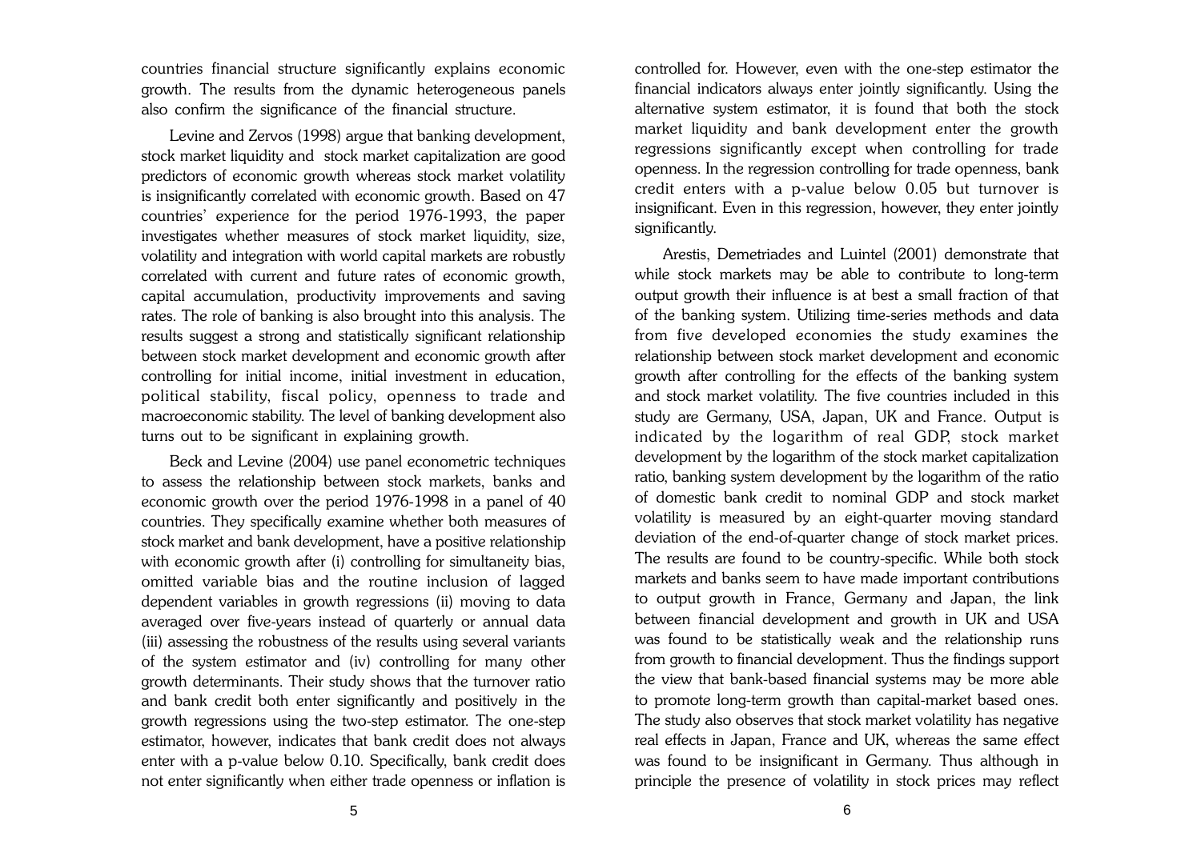countries financial structure significantly explains economic growth. The results from the dynamic heterogeneous panels also confirm the significance of the financial structure.

Levine and Zervos (1998) argue that banking development, stock market liquidity and stock market capitalization are good predictors of economic growth whereas stock market volatility is insignificantly correlated with economic growth. Based on 47 countries' experience for the period 1976-1993, the paper investigates whether measures of stock market liquidity, size, volatility and integration with world capital markets are robustly correlated with current and future rates of economic growth, capital accumulation, productivity improvements and saving rates. The role of banking is also brought into this analysis. The results suggest a strong and statistically significant relationship between stock market development and economic growth after controlling for initial income, initial investment in education, political stability, fiscal policy, openness to trade and macroeconomic stability. The level of banking development also turns out to be significant in explaining growth.

Beck and Levine (2004) use panel econometric techniques to assess the relationship between stock markets, banks and economic growth over the period 1976-1998 in a panel of 40 countries. They specifically examine whether both measures of stock market and bank development, have a positive relationship with economic growth after (i) controlling for simultaneity bias, omitted variable bias and the routine inclusion of lagged dependent variables in growth regressions (ii) moving to data averaged over five-years instead of quarterly or annual data (iii) assessing the robustness of the results using several variants of the system estimator and (iv) controlling for many other growth determinants. Their study shows that the turnover ratio and bank credit both enter significantly and positively in the growth regressions using the two-step estimator. The one-step estimator, however, indicates that bank credit does not always enter with a p-value below 0.10. Specifically, bank credit does not enter significantly when either trade openness or inflation is controlled for. However, even with the one-step estimator the financial indicators always enter jointly significantly. Using the alternative system estimator, it is found that both the stock market liquidity and bank development enter the growth regressions significantly except when controlling for trade openness. In the regression controlling for trade openness, bank credit enters with a p-value below 0.05 but turnover is insignificant. Even in this regression, however, they enter jointly significantly.

Arestis, Demetriades and Luintel (2001) demonstrate that while stock markets may be able to contribute to long-term output growth their influence is at best a small fraction of that of the banking system. Utilizing time-series methods and data from five developed economies the study examines the relationship between stock market development and economic growth after controlling for the effects of the banking system and stock market volatility. The five countries included in this study are Germany, USA, Japan, UK and France. Output is indicated by the logarithm of real GDP, stock market development by the logarithm of the stock market capitalization ratio, banking system development by the logarithm of the ratio of domestic bank credit to nominal GDP and stock market volatility is measured by an eight-quarter moving standard deviation of the end-of-quarter change of stock market prices. The results are found to be country-specific. While both stock markets and banks seem to have made important contributions to output growth in France, Germany and Japan, the link between financial development and growth in UK and USA was found to be statistically weak and the relationship runs from growth to financial development. Thus the findings support the view that bank-based financial systems may be more able to promote long-term growth than capital-market based ones. The study also observes that stock market volatility has negative real effects in Japan, France and UK, whereas the same effect was found to be insignificant in Germany. Thus although in principle the presence of volatility in stock prices may reflect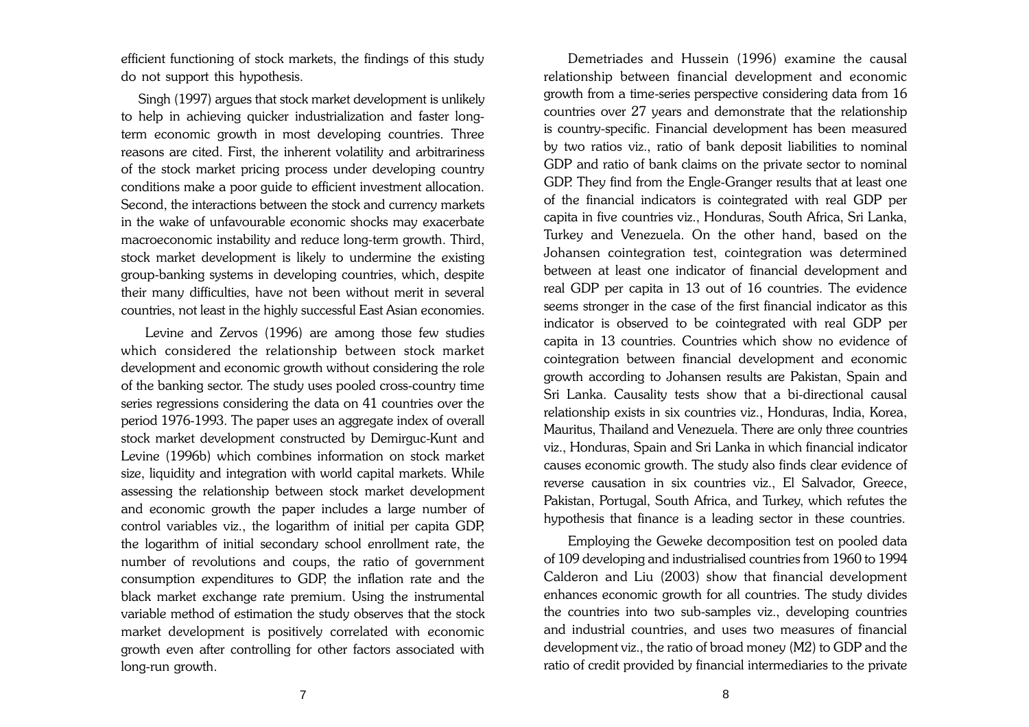efficient functioning of stock markets, the findings of this study do not support this hypothesis.

Singh (1997) argues that stock market development is unlikely to help in achieving quicker industrialization and faster long-term economic growth in most developing countries. Three reasons are cited. First, the inherent volatility and arbitrariness of the stock market pricing process under developing country conditions make a poor guide to efficient investment allocation. Second, the interactions between the stock and currency markets in the wake of unfavourable economic shocks may exacerbate macroeconomic instability and reduce long-term growth. Third, stock market development is likely to undermine the existing group-banking systems in developing countries, which, despite their many difficulties, have not been without merit in several countries, not least in the highly successful East Asian economies.

Levine and Zervos (1996) are among those few studies which considered the relationship between stock market development and economic growth without considering the role of the banking sector. The study uses pooled cross-country time series regressions considering the data on 41 countries over the period 1976-1993. The paper uses an aggregate index of overall stock market development constructed by Demirguc-Kunt and Levine (1996b) which combines information on stock market size, liquidity and integration with world capital markets. While assessing the relationship between stock market development and economic growth the paper includes a large number of control variables viz., the logarithm of initial per capita GDP, the logarithm of initial secondary school enrollment rate, the number of revolutions and coups, the ratio of government consumption expenditures to GDP, the inflation rate and the black market exchange rate premium. Using the instrumental variable method of estimation the study observes that the stock market development is positively correlated with economic growth even after controlling for other factors associated with long-run growth.

Demetriades and Hussein (1996) examine the causal relationship between financial development and economic growth from a time-series perspective considering data from 16 countries over 27 years and demonstrate that the relationship is country-specific. Financial development has been measured by two ratios viz., ratio of bank deposit liabilities to nominal GDP and ratio of bank claims on the private sector to nominal GDP. They find from the Engle-Granger results that at least one of the financial indicators is cointegrated with real GDP per capita in five countries viz., Honduras, South Africa, Sri Lanka, Turkey and Venezuela. On the other hand, based on the Johansen cointegration test, cointegration was determined between at least one indicator of financial development and real GDP per capita in 13 out of 16 countries. The evidence seems stronger in the case of the first financial indicator as this indicator is observed to be cointegrated with real GDP per capita in 13 countries. Countries which show no evidence of cointegration between financial development and economic growth according to Johansen results are Pakistan, Spain and Sri Lanka. Causality tests show that a bi-directional causal relationship exists in six countries viz., Honduras, India, Korea, Mauritus, Thailand and Venezuela. There are only three countries viz., Honduras, Spain and Sri Lanka in which financial indicator causes economic growth. The study also finds clear evidence of reverse causation in six countries viz., El Salvador, Greece, Pakistan, Portugal, South Africa, and Turkey, which refutes the hypothesis that finance is a leading sector in these countries.

Employing the Geweke decomposition test on pooled data of 109 developing and industrialised countries from 1960 to 1994 Calderon and Liu (2003) show that financial development enhances economic growth for all countries. The study divides the countries into two sub-samples viz., developing countries and industrial countries, and uses two measures of financial development viz., the ratio of broad money (M2) to GDP and the ratio of credit provided by financial intermediaries to the private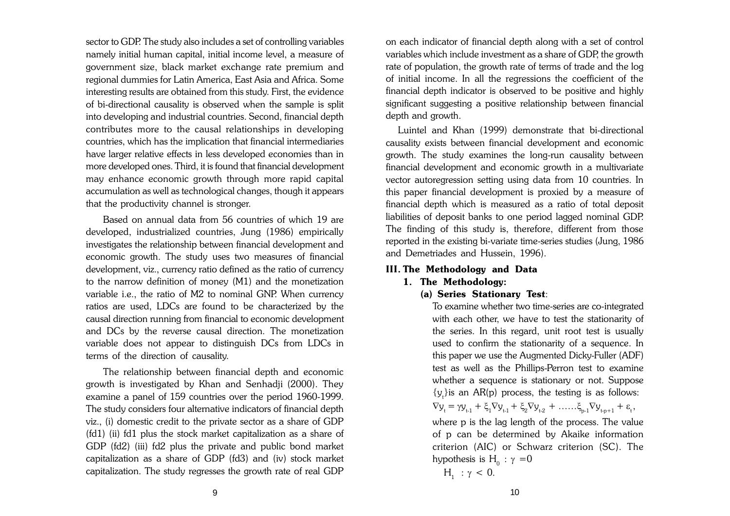sector to GDP. The study also includes a set of controlling variables namely initial human capital, initial income level, a measure of government size, black market exchange rate premium and regional dummies for Latin America, East Asia and Africa. Some interesting results are obtained from this study. First, the evidence of bi-directional causality is observed when the sample is split into developing and industrial countries. Second, financial depth contributes more to the causal relationships in developing countries, which has the implication that financial intermediaries have larger relative effects in less developed economies than in more developed ones. Third, it is found that financial development may enhance economic growth through more rapid capital accumulation as well as technological changes, though it appears that the productivity channel is stronger.

Based on annual data from 56 countries of which 19 are developed, industrialized countries, Jung (1986) empirically investigates the relationship between financial development and economic growth. The study uses two measures of financial development, viz., currency ratio defined as the ratio of currency to the narrow definition of money (M1) and the monetization variable i.e., the ratio of M2 to nominal GNP. When currency ratios are used, LDCs are found to be characterized by the causal direction running from financial to economic development and DCs by the reverse causal direction. The monetization variable does not appear to distinguish DCs from LDCs in terms of the direction of causality.

The relationship between financial depth and economic growth is investigated by Khan and Senhadji (2000). They examine a panel of 159 countries over the period 1960-1999. The study considers four alternative indicators of financial depth viz., (i) domestic credit to the private sector as a share of GDP (fd1) (ii) fd1 plus the stock market capitalization as a share of GDP (fd2) (iii) fd2 plus the private and public bond market capitalization as a share of GDP (fd3) and (iv) stock market capitalization. The study regresses the growth rate of real GDP on each indicator of financial depth along with a set of control variables which include investment as a share of GDP, the growth rate of population, the growth rate of terms of trade and the log of initial income. In all the regressions the coefficient of the financial depth indicator is observed to be positive and highly significant suggesting a positive relationship between financial depth and growth.

Luintel and Khan (1999) demonstrate that bi-directional causality exists between financial development and economic growth. The study examines the long-run causality between financial development and economic growth in a multivariate vector autoregression setting using data from 10 countries. In this paper financial development is proxied by a measure of financial depth which is measured as a ratio of total deposit liabilities of deposit banks to one period lagged nominal GDP. The finding of this study is, therefore, different from those reported in the existing bi-variate time-series studies (Jung, 1986 and Demetriades and Hussein, 1996).

## III. The Methodology and Data

### 1. The Methodology:

#### (a) Series Stationary Test:

To examine whether two time-series are co-integrated with each other, we have to test the stationarity of the series. In this regard, unit root test is usually used to confirm the stationarity of a sequence. In this paper we use the Augmented Dicky-Fuller (ADF) test as well as the Phillips-Perron test to examine whether a sequence is stationary or not. Suppose $\{y_t\}$ is an AR(p) process, the testing is as follows:

$$\nabla y_t = \gamma y_{t-1} + \xi_1 \nabla y_{t-1} + \xi_2 \nabla y_{t-2} + \ldots\ldots \xi_{p-1} \nabla y_{t-p+1} + \varepsilon_t,$$

where p is the lag length of the process. The value of p can be determined by Akaike information criterion (AIC) or Schwarz criterion (SC). The hypothesis is $H_0 : \gamma = 0$

$H_1 : \gamma < 0.$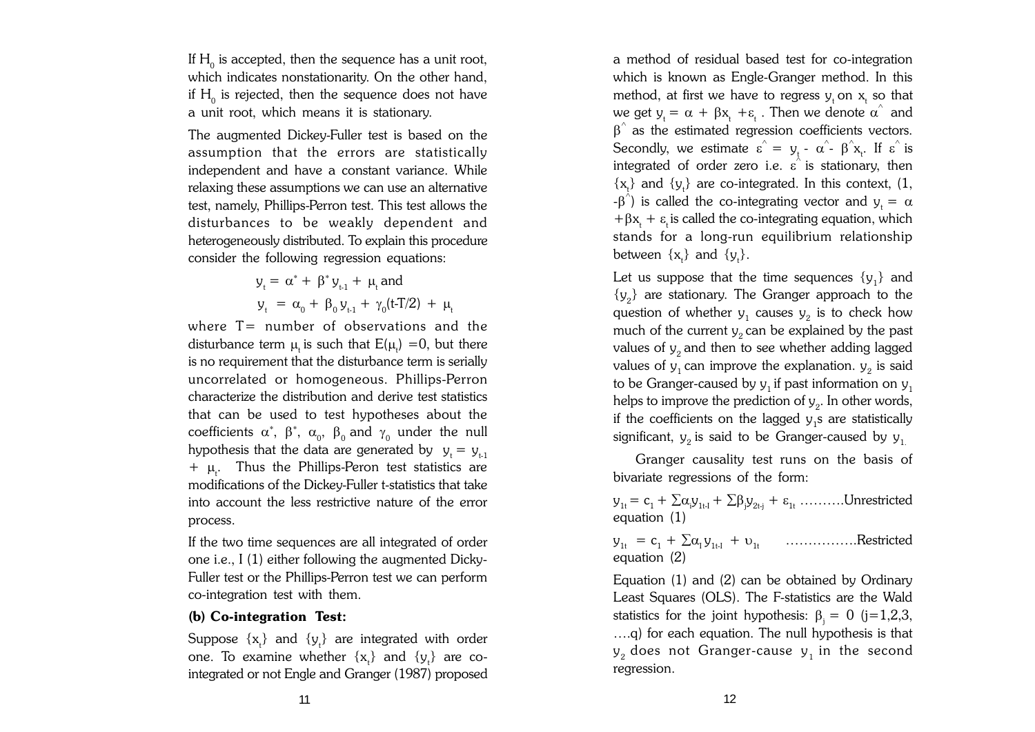If $H_0$ is accepted, then the sequence has a unit root, which indicates nonstationarity. On the other hand, if $H_0$ is rejected, then the sequence does not have a unit root, which means it is stationary.

The augmented Dickey-Fuller test is based on the assumption that the errors are statistically independent and have a constant variance. While relaxing these assumptions we can use an alternative test, namely, Phillips-Perron test. This test allows the disturbances to be weakly dependent and heterogeneously distributed. To explain this procedure consider the following regression equations:

$$y_t = \alpha^* + \beta^* y_{t-1} + \mu_t \text{ and}$$

$$y_t = \alpha_0 + \beta_0 y_{t-1} + \gamma_0(t\text{-}T/2) + \mu_t$$

where T= number of observations and the disturbance term $\mu_t$ is such that $E(\mu_t) = 0$, but there is no requirement that the disturbance term is serially uncorrelated or homogeneous. Phillips-Perron characterize the distribution and derive test statistics that can be used to test hypotheses about the coefficients $\alpha^*$, $\beta^*$, $\alpha_0$, $\beta_0$ and $\gamma_0$ under the null hypothesis that the data are generated by $y_t = y_{t-1} + \mu_t$. Thus the Phillips-Peron test statistics are modifications of the Dickey-Fuller t-statistics that take into account the less restrictive nature of the error process.

If the two time sequences are all integrated of order one i.e., I (1) either following the augmented Dicky-Fuller test or the Phillips-Perron test we can perform co-integration test with them.

**(b) Co-integration Test:**

Suppose $\{x_t\}$ and $\{y_t\}$ are integrated with order one. To examine whether $\{x_t\}$ and $\{y_t\}$ are co-integrated or not Engle and Granger (1987) proposed a method of residual based test for co-integration which is known as Engle-Granger method. In this method, at first we have to regress $y_t$ on $x_t$ so that we get $y_t = \alpha + \beta x_t + \varepsilon_t$. Then we denote $\hat{\alpha}$ and $\hat{\beta}$ as the estimated regression coefficients vectors. Secondly, we estimate $\hat{\varepsilon} = y_t - \hat{\alpha} - \hat{\beta} x_t$. If $\hat{\varepsilon}$ is integrated of order zero i.e. $\hat{\varepsilon}$ is stationary, then $\{x_t\}$ and $\{y_t\}$ are co-integrated. In this context, $(1, -\hat{\beta})$ is called the co-integrating vector and $y_t = \alpha + \beta x_t + \varepsilon_t$ is called the co-integrating equation, which stands for a long-run equilibrium relationship between $\{x_t\}$ and $\{y_t\}$.

Let us suppose that the time sequences $\{y_1\}$ and $\{y_2\}$ are stationary. The Granger approach to the question of whether $y_1$ causes $y_2$ is to check how much of the current $y_2$ can be explained by the past values of $y_2$ and then to see whether adding lagged values of $y_1$ can improve the explanation. $y_2$ is said to be Granger-caused by $y_1$ if past information on $y_1$ helps to improve the prediction of $y_2$. In other words, if the coefficients on the lagged $y_1$s are statistically significant, $y_2$ is said to be Granger-caused by $y_1$.

Granger causality test runs on the basis of bivariate regressions of the form:

$y_{1t} = c_1 + \sum\alpha_i y_{1t-I} + \sum\beta_j y_{2t-j} + \varepsilon_{1t}$ ……….Unrestricted equation (1)

$y_{1t} = c_1 + \sum\alpha_I y_{1t-I} + \upsilon_{1t}$ …………….Restricted equation (2)

Equation (1) and (2) can be obtained by Ordinary Least Squares (OLS). The F-statistics are the Wald statistics for the joint hypothesis: $\beta_j = 0$ (j=1,2,3, ….q) for each equation. The null hypothesis is that $y_2$ does not Granger-cause $y_1$ in the second regression.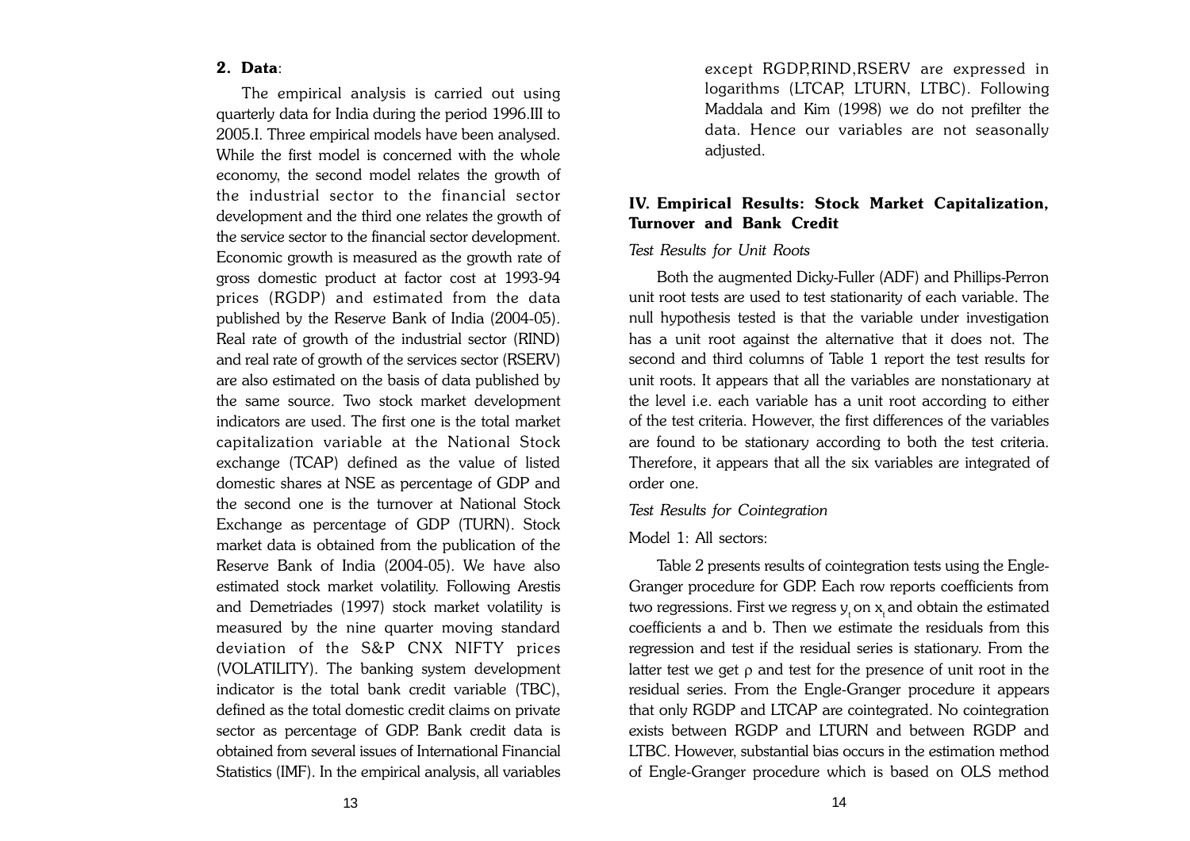## 2. Data:

The empirical analysis is carried out using quarterly data for India during the period 1996.III to 2005.I. Three empirical models have been analysed. While the first model is concerned with the whole economy, the second model relates the growth of the industrial sector to the financial sector development and the third one relates the growth of the service sector to the financial sector development. Economic growth is measured as the growth rate of gross domestic product at factor cost at 1993-94 prices (RGDP) and estimated from the data published by the Reserve Bank of India (2004-05). Real rate of growth of the industrial sector (RIND) and real rate of growth of the services sector (RSERV) are also estimated on the basis of data published by the same source. Two stock market development indicators are used. The first one is the total market capitalization variable at the National Stock exchange (TCAP) defined as the value of listed domestic shares at NSE as percentage of GDP and the second one is the turnover at National Stock Exchange as percentage of GDP (TURN). Stock market data is obtained from the publication of the Reserve Bank of India (2004-05). We have also estimated stock market volatility. Following Arestis and Demetriades (1997) stock market volatility is measured by the nine quarter moving standard deviation of the S&P CNX NIFTY prices (VOLATILITY). The banking system development indicator is the total bank credit variable (TBC), defined as the total domestic credit claims on private sector as percentage of GDP. Bank credit data is obtained from several issues of International Financial Statistics (IMF). In the empirical analysis, all variables except RGDP,RIND,RSERV are expressed in logarithms (LTCAP, LTURN, LTBC). Following Maddala and Kim (1998) we do not prefilter the data. Hence our variables are not seasonally adjusted.

## IV. Empirical Results: Stock Market Capitalization, Turnover and Bank Credit

*Test Results for Unit Roots*

Both the augmented Dicky-Fuller (ADF) and Phillips-Perron unit root tests are used to test stationarity of each variable. The null hypothesis tested is that the variable under investigation has a unit root against the alternative that it does not. The second and third columns of Table 1 report the test results for unit roots. It appears that all the variables are nonstationary at the level i.e. each variable has a unit root according to either of the test criteria. However, the first differences of the variables are found to be stationary according to both the test criteria. Therefore, it appears that all the six variables are integrated of order one.

*Test Results for Cointegration*

Model 1: All sectors:

Table 2 presents results of cointegration tests using the Engle-Granger procedure for GDP. Each row reports coefficients from two regressions. First we regress $y_t$ on $x_t$ and obtain the estimated coefficients a and b. Then we estimate the residuals from this regression and test if the residual series is stationary. From the latter test we get $\rho$ and test for the presence of unit root in the residual series. From the Engle-Granger procedure it appears that only RGDP and LTCAP are cointegrated. No cointegration exists between RGDP and LTURN and between RGDP and LTBC. However, substantial bias occurs in the estimation method of Engle-Granger procedure which is based on OLS method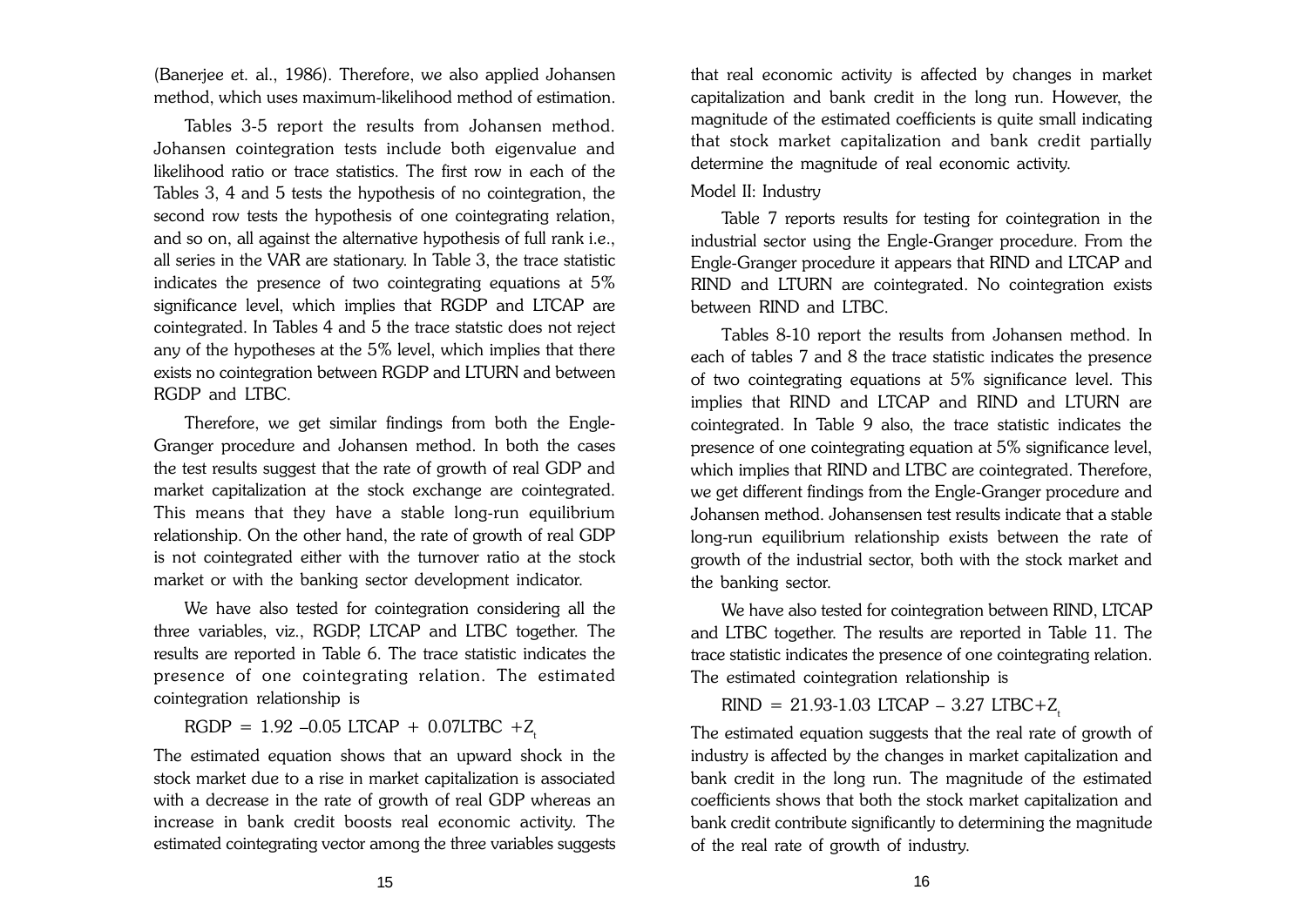(Banerjee et. al., 1986). Therefore, we also applied Johansen method, which uses maximum-likelihood method of estimation.

Tables 3-5 report the results from Johansen method. Johansen cointegration tests include both eigenvalue and likelihood ratio or trace statistics. The first row in each of the Tables 3, 4 and 5 tests the hypothesis of no cointegration, the second row tests the hypothesis of one cointegrating relation, and so on, all against the alternative hypothesis of full rank i.e., all series in the VAR are stationary. In Table 3, the trace statistic indicates the presence of two cointegrating equations at 5% significance level, which implies that RGDP and LTCAP are cointegrated. In Tables 4 and 5 the trace statstic does not reject any of the hypotheses at the 5% level, which implies that there exists no cointegration between RGDP and LTURN and between RGDP and LTBC.

Therefore, we get similar findings from both the Engle-Granger procedure and Johansen method. In both the cases the test results suggest that the rate of growth of real GDP and market capitalization at the stock exchange are cointegrated. This means that they have a stable long-run equilibrium relationship. On the other hand, the rate of growth of real GDP is not cointegrated either with the turnover ratio at the stock market or with the banking sector development indicator.

We have also tested for cointegration considering all the three variables, viz., RGDP, LTCAP and LTBC together. The results are reported in Table 6. The trace statistic indicates the presence of one cointegrating relation. The estimated cointegration relationship is

$$RGDP = 1.92 - 0.05\ LTCAP + 0.07LTBC + Z_t$$

The estimated equation shows that an upward shock in the stock market due to a rise in market capitalization is associated with a decrease in the rate of growth of real GDP whereas an increase in bank credit boosts real economic activity. The estimated cointegrating vector among the three variables suggests that real economic activity is affected by changes in market capitalization and bank credit in the long run. However, the magnitude of the estimated coefficients is quite small indicating that stock market capitalization and bank credit partially determine the magnitude of real economic activity.

Model II: Industry

Table 7 reports results for testing for cointegration in the industrial sector using the Engle-Granger procedure. From the Engle-Granger procedure it appears that RIND and LTCAP and RIND and LTURN are cointegrated. No cointegration exists between RIND and LTBC.

Tables 8-10 report the results from Johansen method. In each of tables 7 and 8 the trace statistic indicates the presence of two cointegrating equations at 5% significance level. This implies that RIND and LTCAP and RIND and LTURN are cointegrated. In Table 9 also, the trace statistic indicates the presence of one cointegrating equation at 5% significance level, which implies that RIND and LTBC are cointegrated. Therefore, we get different findings from the Engle-Granger procedure and Johansen method. Johansensen test results indicate that a stable long-run equilibrium relationship exists between the rate of growth of the industrial sector, both with the stock market and the banking sector.

We have also tested for cointegration between RIND, LTCAP and LTBC together. The results are reported in Table 11. The trace statistic indicates the presence of one cointegrating relation. The estimated cointegration relationship is

$$RIND = 21.93 - 1.03\ LTCAP - 3.27\ LTBC + Z_t$$

The estimated equation suggests that the real rate of growth of industry is affected by the changes in market capitalization and bank credit in the long run. The magnitude of the estimated coefficients shows that both the stock market capitalization and bank credit contribute significantly to determining the magnitude of the real rate of growth of industry.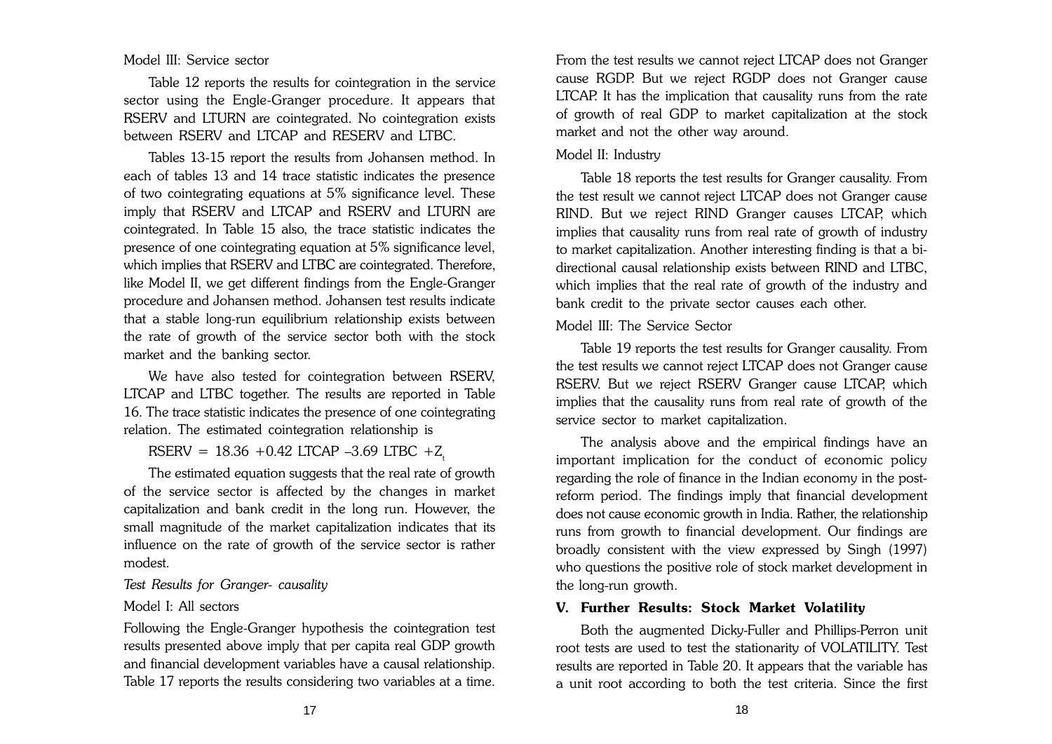Model III: Service sector

Table 12 reports the results for cointegration in the service sector using the Engle-Granger procedure. It appears that RSERV and LTURN are cointegrated. No cointegration exists between RSERV and LTCAP and RESERV and LTBC.

Tables 13-15 report the results from Johansen method. In each of tables 13 and 14 trace statistic indicates the presence of two cointegrating equations at 5% significance level. These imply that RSERV and LTCAP and RSERV and LTURN are cointegrated. In Table 15 also, the trace statistic indicates the presence of one cointegrating equation at 5% significance level, which implies that RSERV and LTBC are cointegrated. Therefore, like Model II, we get different findings from the Engle-Granger procedure and Johansen method. Johansen test results indicate that a stable long-run equilibrium relationship exists between the rate of growth of the service sector both with the stock market and the banking sector.

We have also tested for cointegration between RSERV, LTCAP and LTBC together. The results are reported in Table 16. The trace statistic indicates the presence of one cointegrating relation. The estimated cointegration relationship is

$$RSERV = 18.36 + 0.42\ LTCAP - 3.69\ LTBC + Z_t$$

The estimated equation suggests that the real rate of growth of the service sector is affected by the changes in market capitalization and bank credit in the long run. However, the small magnitude of the market capitalization indicates that its influence on the rate of growth of the service sector is rather modest.

*Test Results for Granger- causality*

Model I: All sectors

Following the Engle-Granger hypothesis the cointegration test results presented above imply that per capita real GDP growth and financial development variables have a causal relationship. Table 17 reports the results considering two variables at a time. From the test results we cannot reject LTCAP does not Granger cause RGDP. But we reject RGDP does not Granger cause LTCAP. It has the implication that causality runs from the rate of growth of real GDP to market capitalization at the stock market and not the other way around.

Model II: Industry

Table 18 reports the test results for Granger causality. From the test result we cannot reject LTCAP does not Granger cause RIND. But we reject RIND Granger causes LTCAP, which implies that causality runs from real rate of growth of industry to market capitalization. Another interesting finding is that a bi-directional causal relationship exists between RIND and LTBC, which implies that the real rate of growth of the industry and bank credit to the private sector causes each other.

Model III: The Service Sector

Table 19 reports the test results for Granger causality. From the test results we cannot reject LTCAP does not Granger cause RSERV. But we reject RSERV Granger cause LTCAP, which implies that the causality runs from real rate of growth of the service sector to market capitalization.

The analysis above and the empirical findings have an important implication for the conduct of economic policy regarding the role of finance in the Indian economy in the post-reform period. The findings imply that financial development does not cause economic growth in India. Rather, the relationship runs from growth to financial development. Our findings are broadly consistent with the view expressed by Singh (1997) who questions the positive role of stock market development in the long-run growth.

## V. Further Results: Stock Market Volatility

Both the augmented Dicky-Fuller and Phillips-Perron unit root tests are used to test the stationarity of VOLATILITY. Test results are reported in Table 20. It appears that the variable has a unit root according to both the test criteria. Since the first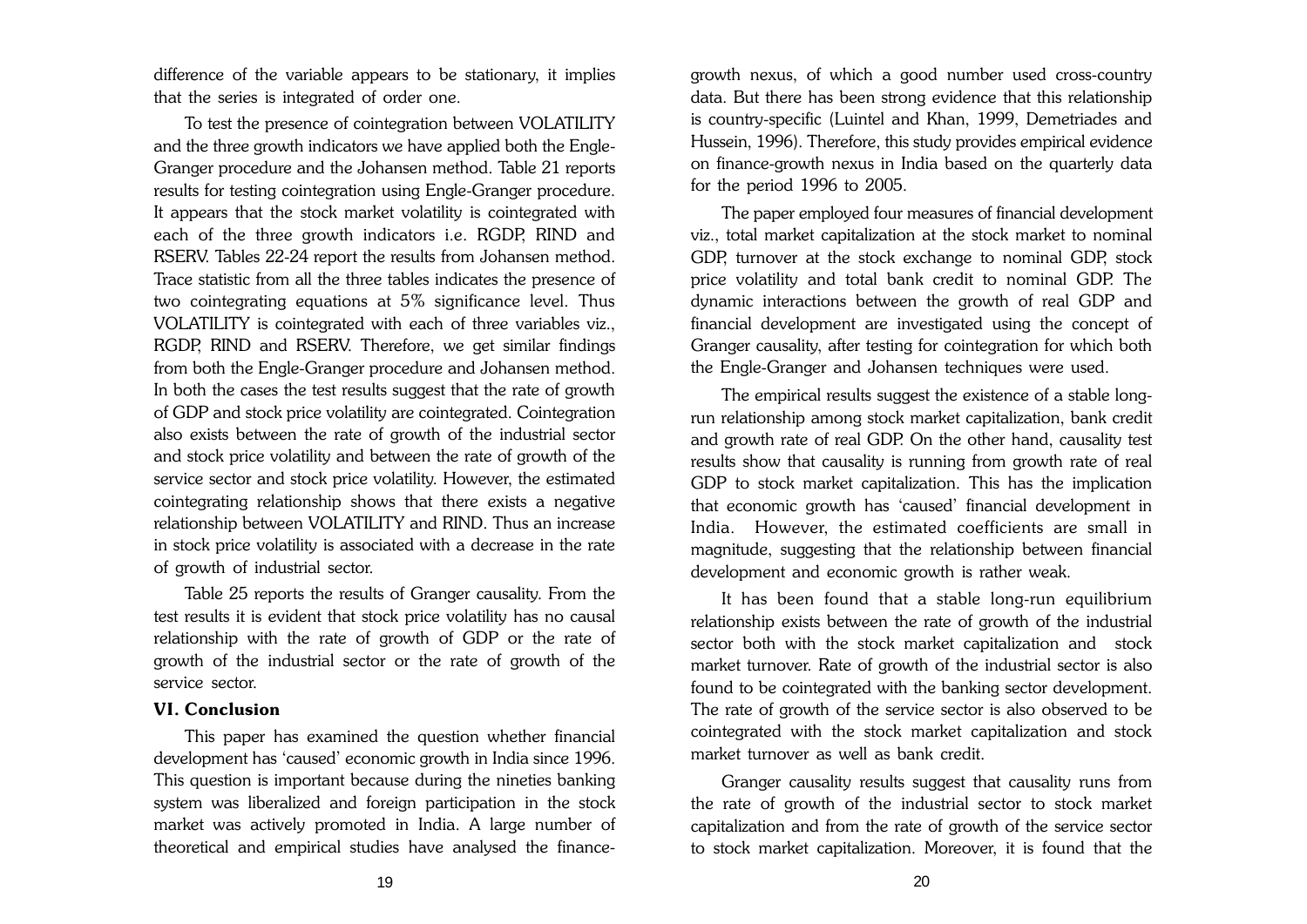difference of the variable appears to be stationary, it implies that the series is integrated of order one.

To test the presence of cointegration between VOLATILITY and the three growth indicators we have applied both the Engle-Granger procedure and the Johansen method. Table 21 reports results for testing cointegration using Engle-Granger procedure. It appears that the stock market volatility is cointegrated with each of the three growth indicators i.e. RGDP, RIND and RSERV. Tables 22-24 report the results from Johansen method. Trace statistic from all the three tables indicates the presence of two cointegrating equations at 5% significance level. Thus VOLATILITY is cointegrated with each of three variables viz., RGDP, RIND and RSERV. Therefore, we get similar findings from both the Engle-Granger procedure and Johansen method. In both the cases the test results suggest that the rate of growth of GDP and stock price volatility are cointegrated. Cointegration also exists between the rate of growth of the industrial sector and stock price volatility and between the rate of growth of the service sector and stock price volatility. However, the estimated cointegrating relationship shows that there exists a negative relationship between VOLATILITY and RIND. Thus an increase in stock price volatility is associated with a decrease in the rate of growth of industrial sector.

Table 25 reports the results of Granger causality. From the test results it is evident that stock price volatility has no causal relationship with the rate of growth of GDP or the rate of growth of the industrial sector or the rate of growth of the service sector.

## VI. Conclusion

This paper has examined the question whether financial development has 'caused' economic growth in India since 1996. This question is important because during the nineties banking system was liberalized and foreign participation in the stock market was actively promoted in India. A large number of theoretical and empirical studies have analysed the finance-growth nexus, of which a good number used cross-country data. But there has been strong evidence that this relationship is country-specific (Luintel and Khan, 1999, Demetriades and Hussein, 1996). Therefore, this study provides empirical evidence on finance-growth nexus in India based on the quarterly data for the period 1996 to 2005.

The paper employed four measures of financial development viz., total market capitalization at the stock market to nominal GDP, turnover at the stock exchange to nominal GDP, stock price volatility and total bank credit to nominal GDP. The dynamic interactions between the growth of real GDP and financial development are investigated using the concept of Granger causality, after testing for cointegration for which both the Engle-Granger and Johansen techniques were used.

The empirical results suggest the existence of a stable long-run relationship among stock market capitalization, bank credit and growth rate of real GDP. On the other hand, causality test results show that causality is running from growth rate of real GDP to stock market capitalization. This has the implication that economic growth has 'caused' financial development in India. However, the estimated coefficients are small in magnitude, suggesting that the relationship between financial development and economic growth is rather weak.

It has been found that a stable long-run equilibrium relationship exists between the rate of growth of the industrial sector both with the stock market capitalization and stock market turnover. Rate of growth of the industrial sector is also found to be cointegrated with the banking sector development. The rate of growth of the service sector is also observed to be cointegrated with the stock market capitalization and stock market turnover as well as bank credit.

Granger causality results suggest that causality runs from the rate of growth of the industrial sector to stock market capitalization and from the rate of growth of the service sector to stock market capitalization. Moreover, it is found that the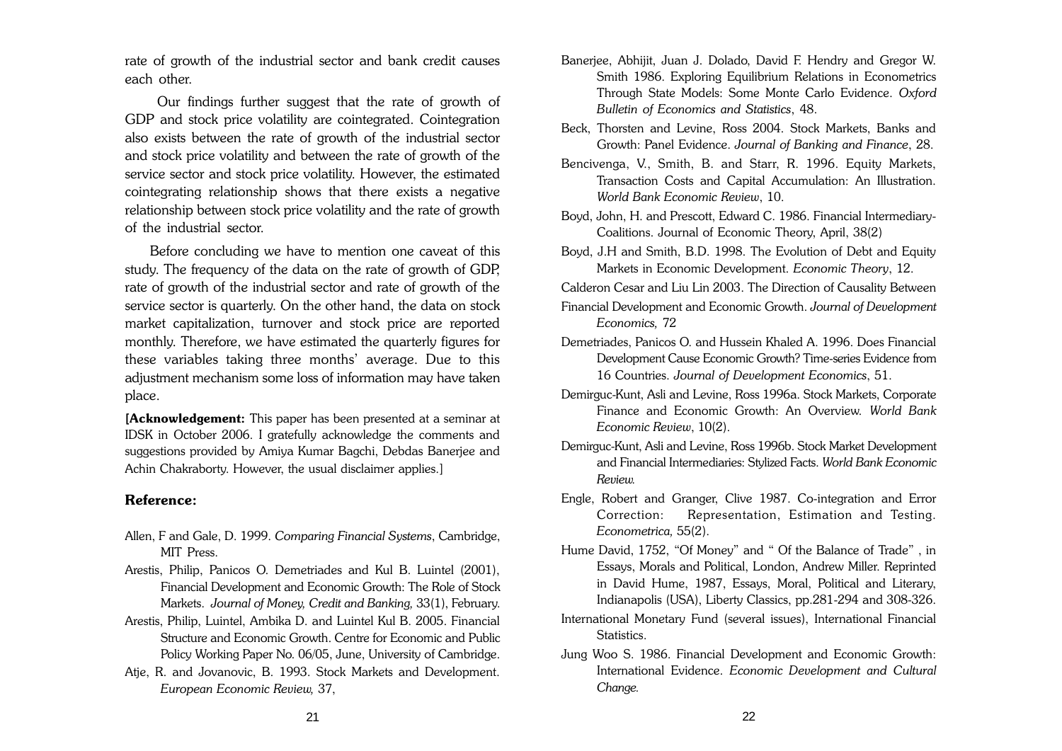rate of growth of the industrial sector and bank credit causes each other.

Our findings further suggest that the rate of growth of GDP and stock price volatility are cointegrated. Cointegration also exists between the rate of growth of the industrial sector and stock price volatility and between the rate of growth of the service sector and stock price volatility. However, the estimated cointegrating relationship shows that there exists a negative relationship between stock price volatility and the rate of growth of the industrial sector.

Before concluding we have to mention one caveat of this study. The frequency of the data on the rate of growth of GDP, rate of growth of the industrial sector and rate of growth of the service sector is quarterly. On the other hand, the data on stock market capitalization, turnover and stock price are reported monthly. Therefore, we have estimated the quarterly figures for these variables taking three months' average. Due to this adjustment mechanism some loss of information may have taken place.

[**Acknowledgement:** This paper has been presented at a seminar at IDSK in October 2006. I gratefully acknowledge the comments and suggestions provided by Amiya Kumar Bagchi, Debdas Banerjee and Achin Chakraborty. However, the usual disclaimer applies.]

## Reference:

Allen, F and Gale, D. 1999. *Comparing Financial Systems*, Cambridge, MIT Press.

Arestis, Philip, Panicos O. Demetriades and Kul B. Luintel (2001), Financial Development and Economic Growth: The Role of Stock Markets. *Journal of Money, Credit and Banking,* 33(1), February.

Arestis, Philip, Luintel, Ambika D. and Luintel Kul B. 2005. Financial Structure and Economic Growth. Centre for Economic and Public Policy Working Paper No. 06/05, June, University of Cambridge.

Atje, R. and Jovanovic, B. 1993. Stock Markets and Development. *European Economic Review,* 37,

Banerjee, Abhijit, Juan J. Dolado, David F. Hendry and Gregor W. Smith 1986. Exploring Equilibrium Relations in Econometrics Through State Models: Some Monte Carlo Evidence. *Oxford Bulletin of Economics and Statistics*, 48.

Beck, Thorsten and Levine, Ross 2004. Stock Markets, Banks and Growth: Panel Evidence. *Journal of Banking and Finance*, 28.

Bencivenga, V., Smith, B. and Starr, R. 1996. Equity Markets, Transaction Costs and Capital Accumulation: An Illustration. *World Bank Economic Review*, 10.

Boyd, John, H. and Prescott, Edward C. 1986. Financial Intermediary-Coalitions. Journal of Economic Theory, April, 38(2)

Boyd, J.H and Smith, B.D. 1998. The Evolution of Debt and Equity Markets in Economic Development. *Economic Theory*, 12.

Calderon Cesar and Liu Lin 2003. The Direction of Causality Between Financial Development and Economic Growth. *Journal of Development Economics,* 72

Demetriades, Panicos O. and Hussein Khaled A. 1996. Does Financial Development Cause Economic Growth? Time-series Evidence from 16 Countries. *Journal of Development Economics*, 51.

Demirguc-Kunt, Asli and Levine, Ross 1996a. Stock Markets, Corporate Finance and Economic Growth: An Overview. *World Bank Economic Review*, 10(2).

Demirguc-Kunt, Asli and Levine, Ross 1996b. Stock Market Development and Financial Intermediaries: Stylized Facts. *World Bank Economic Review.*

Engle, Robert and Granger, Clive 1987. Co-integration and Error Correction: Representation, Estimation and Testing. *Econometrica*, 55(2).

Hume David, 1752, "Of Money" and " Of the Balance of Trade" , in Essays, Morals and Political, London, Andrew Miller. Reprinted in David Hume, 1987, Essays, Moral, Political and Literary, Indianapolis (USA), Liberty Classics, pp.281-294 and 308-326.

International Monetary Fund (several issues), International Financial Statistics.

Jung Woo S. 1986. Financial Development and Economic Growth: International Evidence. *Economic Development and Cultural Change.*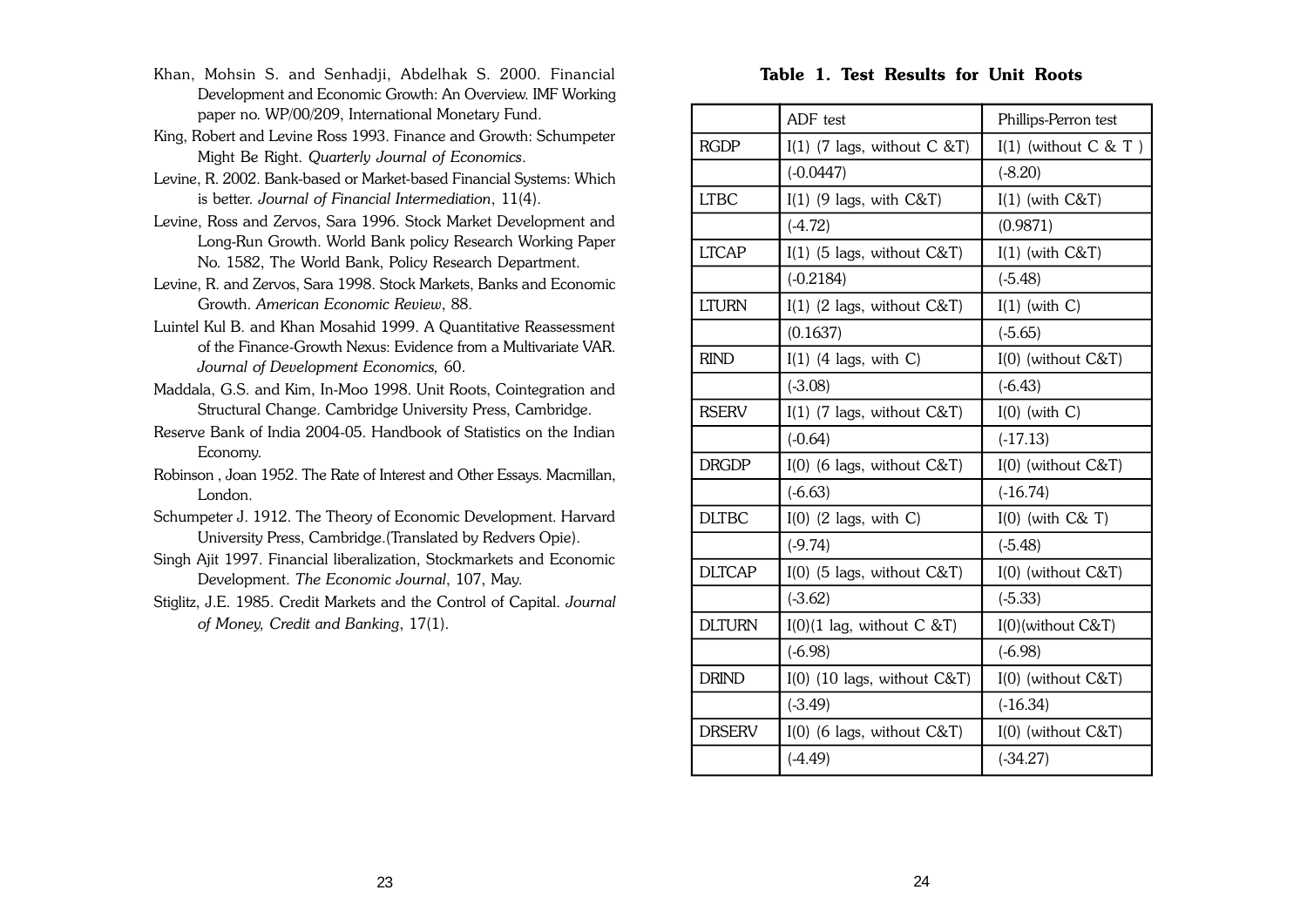Khan, Mohsin S. and Senhadji, Abdelhak S. 2000. Financial Development and Economic Growth: An Overview. IMF Working paper no. WP/00/209, International Monetary Fund.

King, Robert and Levine Ross 1993. Finance and Growth: Schumpeter Might Be Right. *Quarterly Journal of Economics*.

Levine, R. 2002. Bank-based or Market-based Financial Systems: Which is better. *Journal of Financial Intermediation*, 11(4).

Levine, Ross and Zervos, Sara 1996. Stock Market Development and Long-Run Growth. World Bank policy Research Working Paper No. 1582, The World Bank, Policy Research Department.

Levine, R. and Zervos, Sara 1998. Stock Markets, Banks and Economic Growth. *American Economic Review*, 88.

Luintel Kul B. and Khan Mosahid 1999. A Quantitative Reassessment of the Finance-Growth Nexus: Evidence from a Multivariate VAR. *Journal of Development Economics,* 60.

Maddala, G.S. and Kim, In-Moo 1998. Unit Roots, Cointegration and Structural Change. Cambridge University Press, Cambridge.

Reserve Bank of India 2004-05. Handbook of Statistics on the Indian Economy.

Robinson , Joan 1952. The Rate of Interest and Other Essays. Macmillan, London.

Schumpeter J. 1912. The Theory of Economic Development. Harvard University Press, Cambridge.(Translated by Redvers Opie).

Singh Ajit 1997. Financial liberalization, Stockmarkets and Economic Development. *The Economic Journal*, 107, May.

Stiglitz, J.E. 1985. Credit Markets and the Control of Capital. *Journal of Money, Credit and Banking*, 17(1).

**Table 1. Test Results for Unit Roots**

| | ADF test | Phillips-Perron test |
|---|---|---|
| RGDP | I(1) (7 lags, without C &T) | I(1) (without C & T ) |
| | (-0.0447) | (-8.20) |
| LTBC | I(1) (9 lags, with C&T) | I(1) (with C&T) |
| | (-4.72) | (0.9871) |
| LTCAP | I(1) (5 lags, without C&T) | I(1) (with C&T) |
| | (-0.2184) | (-5.48) |
| LTURN | I(1) (2 lags, without C&T) | I(1) (with C) |
| | (0.1637) | (-5.65) |
| RIND | I(1) (4 lags, with C) | I(0) (without C&T) |
| | (-3.08) | (-6.43) |
| RSERV | I(1) (7 lags, without C&T) | I(0) (with C) |
| | (-0.64) | (-17.13) |
| DRGDP | I(0) (6 lags, without C&T) | I(0) (without C&T) |
| | (-6.63) | (-16.74) |
| DLTBC | I(0) (2 lags, with C) | I(0) (with C& T) |
| | (-9.74) | (-5.48) |
| DLTCAP | I(0) (5 lags, without C&T) | I(0) (without C&T) |
| | (-3.62) | (-5.33) |
| DLTURN | I(0)(1 lag, without C &T) | I(0)(without C&T) |
| | (-6.98) | (-6.98) |
| DRIND | I(0) (10 lags, without C&T) | I(0) (without C&T) |
| | (-3.49) | (-16.34) |
| DRSERV | I(0) (6 lags, without C&T) | I(0) (without C&T) |
| | (-4.49) | (-34.27) |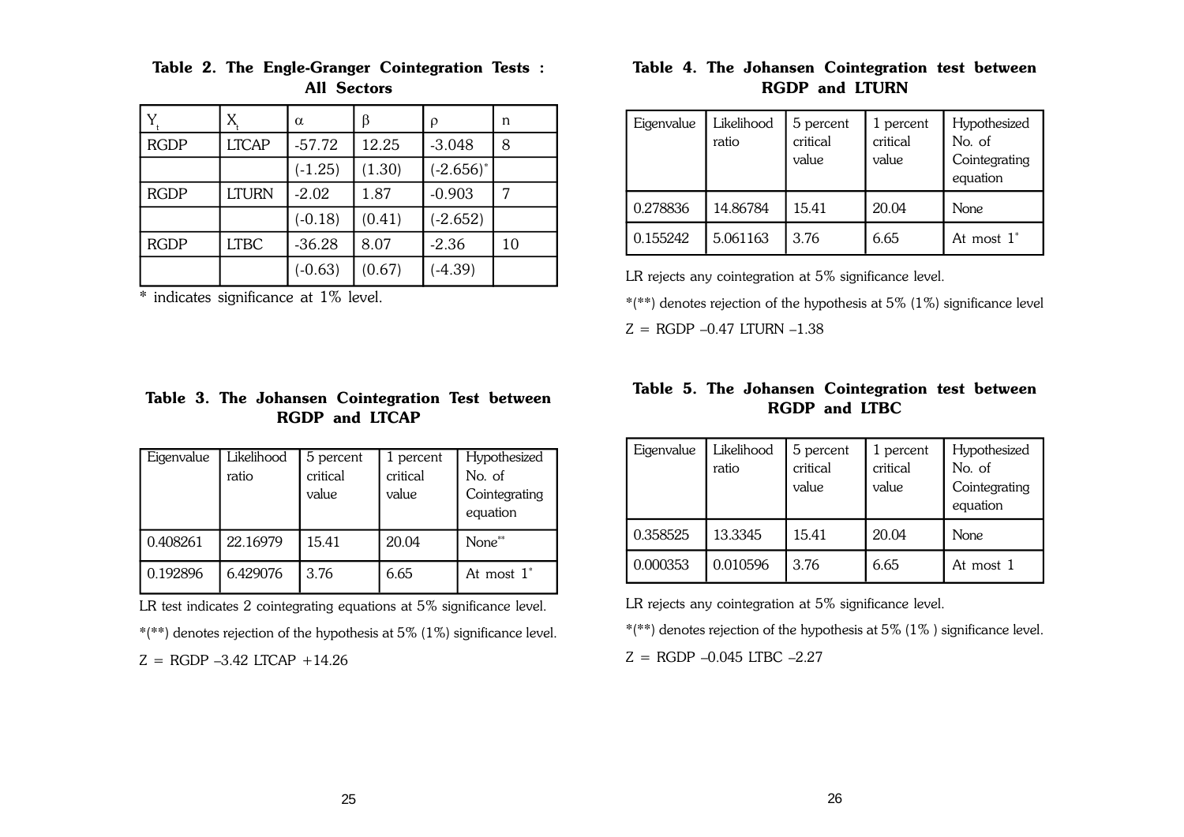**Table 2. The Engle-Granger Cointegration Tests : All Sectors**

| $Y_t$ | $X_t$ | $\alpha$ | $\beta$ | $\rho$ | n |
|---|---|---|---|---|---|
| RGDP | LTCAP | -57.72 | 12.25 | -3.048 | 8 |
| | | (-1.25) | (1.30) | (-2.656)* | |
| RGDP | LTURN | -2.02 | 1.87 | -0.903 | 7 |
| | | (-0.18) | (0.41) | (-2.652) | |
| RGDP | LTBC | -36.28 | 8.07 | -2.36 | 10 |
| | | (-0.63) | (0.67) | (-4.39) | |

* indicates significance at 1% level.

**Table 3. The Johansen Cointegration Test between RGDP and LTCAP**

| Eigenvalue | Likelihood ratio | 5 percent critical value | 1 percent critical value | Hypothesized No. of Cointegrating equation |
|---|---|---|---|---|
| 0.408261 | 22.16979 | 15.41 | 20.04 | None** |
| 0.192896 | 6.429076 | 3.76 | 6.65 | At most 1* |

LR test indicates 2 cointegrating equations at 5% significance level.

*(**) denotes rejection of the hypothesis at 5% (1%) significance level.

Z = RGDP –3.42 LTCAP +14.26

**Table 4. The Johansen Cointegration test between RGDP and LTURN**

| Eigenvalue | Likelihood ratio | 5 percent critical value | 1 percent critical value | Hypothesized No. of Cointegrating equation |
|---|---|---|---|---|
| 0.278836 | 14.86784 | 15.41 | 20.04 | None |
| 0.155242 | 5.061163 | 3.76 | 6.65 | At most 1* |

LR rejects any cointegration at 5% significance level.

*(**) denotes rejection of the hypothesis at 5% (1%) significance level

Z = RGDP –0.47 LTURN –1.38

**Table 5. The Johansen Cointegration test between RGDP and LTBC**

| Eigenvalue | Likelihood ratio | 5 percent critical value | 1 percent critical value | Hypothesized No. of Cointegrating equation |
|---|---|---|---|---|
| 0.358525 | 13.3345 | 15.41 | 20.04 | None |
| 0.000353 | 0.010596 | 3.76 | 6.65 | At most 1 |

LR rejects any cointegration at 5% significance level.

*(**) denotes rejection of the hypothesis at 5% (1% ) significance level.

Z = RGDP –0.045 LTBC –2.27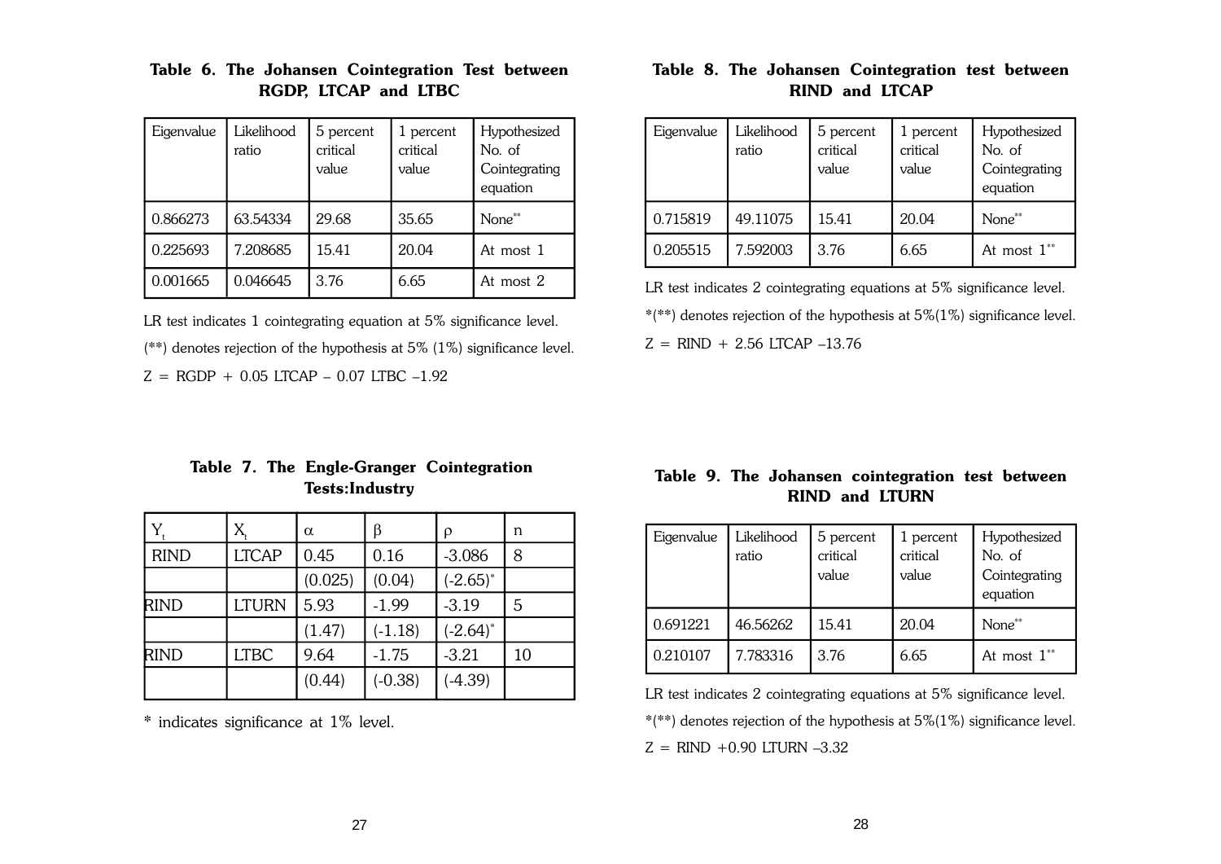**Table 6. The Johansen Cointegration Test between RGDP, LTCAP and LTBC**

| Eigenvalue | Likelihood ratio | 5 percent critical value | 1 percent critical value | Hypothesized No. of Cointegrating equation |
|---|---|---|---|---|
| 0.866273 | 63.54334 | 29.68 | 35.65 | None** |
| 0.225693 | 7.208685 | 15.41 | 20.04 | At most 1 |
| 0.001665 | 0.046645 | 3.76 | 6.65 | At most 2 |

LR test indicates 1 cointegrating equation at 5% significance level.

(**) denotes rejection of the hypothesis at 5% (1%) significance level.

$Z = RGDP + 0.05\ LTCAP - 0.07\ LTBC - 1.92$

**Table 7. The Engle-Granger Cointegration Tests:Industry**

| $Y_t$ | $X_t$ | $\alpha$ | $\beta$ | $\rho$ | n |
|---|---|---|---|---|---|
| RIND | LTCAP | 0.45 | 0.16 | -3.086 | 8 |
| | | (0.025) | (0.04) | (-2.65)* | |
| RIND | LTURN | 5.93 | -1.99 | -3.19 | 5 |
| | | (1.47) | (-1.18) | (-2.64)* | |
| RIND | LTBC | 9.64 | -1.75 | -3.21 | 10 |
| | | (0.44) | (-0.38) | (-4.39) | |

* indicates significance at 1% level.

**Table 8. The Johansen Cointegration test between RIND and LTCAP**

| Eigenvalue | Likelihood ratio | 5 percent critical value | 1 percent critical value | Hypothesized No. of Cointegrating equation |
|---|---|---|---|---|
| 0.715819 | 49.11075 | 15.41 | 20.04 | None** |
| 0.205515 | 7.592003 | 3.76 | 6.65 | At most 1** |

LR test indicates 2 cointegrating equations at 5% significance level.

*(**) denotes rejection of the hypothesis at 5%(1%) significance level.

$Z = RIND + 2.56\ LTCAP - 13.76$

**Table 9. The Johansen cointegration test between RIND and LTURN**

| Eigenvalue | Likelihood ratio | 5 percent critical value | 1 percent critical value | Hypothesized No. of Cointegrating equation |
|---|---|---|---|---|
| 0.691221 | 46.56262 | 15.41 | 20.04 | None** |
| 0.210107 | 7.783316 | 3.76 | 6.65 | At most 1** |

LR test indicates 2 cointegrating equations at 5% significance level.

*(**) denotes rejection of the hypothesis at 5%(1%) significance level.

$Z = RIND + 0.90\ LTURN - 3.32$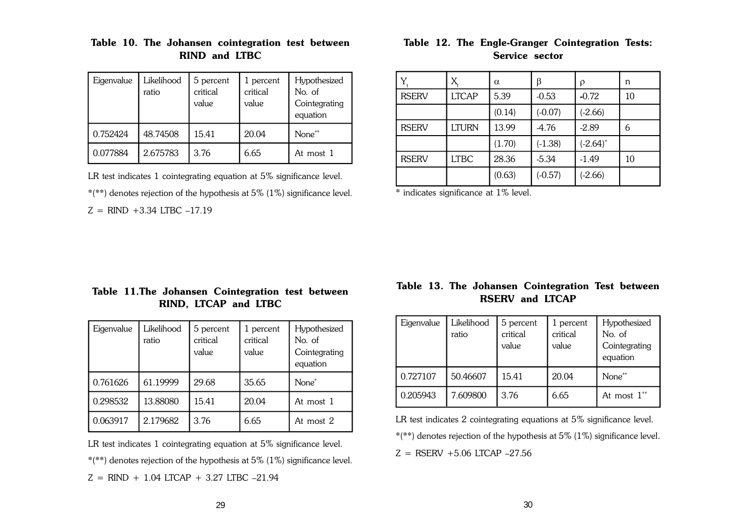**Table 10. The Johansen cointegration test between RIND and LTBC**

| Eigenvalue | Likelihood ratio | 5 percent critical value | 1 percent critical value | Hypothesized No. of Cointegrating equation |
|---|---|---|---|---|
| 0.752424 | 48.74508 | 15.41 | 20.04 | None** |
| 0.077884 | 2.675783 | 3.76 | 6.65 | At most 1 |

LR test indicates 1 cointegrating equation at 5% significance level.

*(**) denotes rejection of the hypothesis at 5% (1%) significance level.

Z = RIND +3.34 LTBC –17.19

**Table 11. The Johansen Cointegration test between RIND, LTCAP and LTBC**

| Eigenvalue | Likelihood ratio | 5 percent critical value | 1 percent critical value | Hypothesized No. of Cointegrating equation |
|---|---|---|---|---|
| 0.761626 | 61.19999 | 29.68 | 35.65 | None* |
| 0.298532 | 13.88080 | 15.41 | 20.04 | At most 1 |
| 0.063917 | 2.179682 | 3.76 | 6.65 | At most 2 |

LR test indicates 1 cointegrating equation at 5% significance level.

*(**) denotes rejection of the hypothesis at 5% (1%) significance level.

Z = RIND + 1.04 LTCAP + 3.27 LTBC –21.94

**Table 12. The Engle-Granger Cointegration Tests: Service sector**

| $Y_t$ | $X_t$ | $\alpha$ | $\beta$ | $\rho$ | n |
|---|---|---|---|---|---|
| RSERV | LTCAP | 5.39 | -0.53 | -0.72 | 10 |
| | | (0.14) | (-0.07) | (-2.66) | |
| RSERV | LTURN | 13.99 | -4.76 | -2.89 | 6 |
| | | (1.70) | (-1.38) | (-2.64)* | |
| RSERV | LTBC | 28.36 | -5.34 | -1.49 | 10 |
| | | (0.63) | (-0.57) | (-2.66) | |

* indicates significance at 1% level.

**Table 13. The Johansen Cointegration Test between RSERV and LTCAP**

| Eigenvalue | Likelihood ratio | 5 percent critical value | 1 percent critical value | Hypothesized No. of Cointegrating equation |
|---|---|---|---|---|
| 0.727107 | 50.46607 | 15.41 | 20.04 | None** |
| 0.205943 | 7.609800 | 3.76 | 6.65 | At most 1** |

LR test indicates 2 cointegrating equations at 5% significance level.

*(**) denotes rejection of the hypothesis at 5% (1%) significance level.

Z = RSERV +5.06 LTCAP –27.56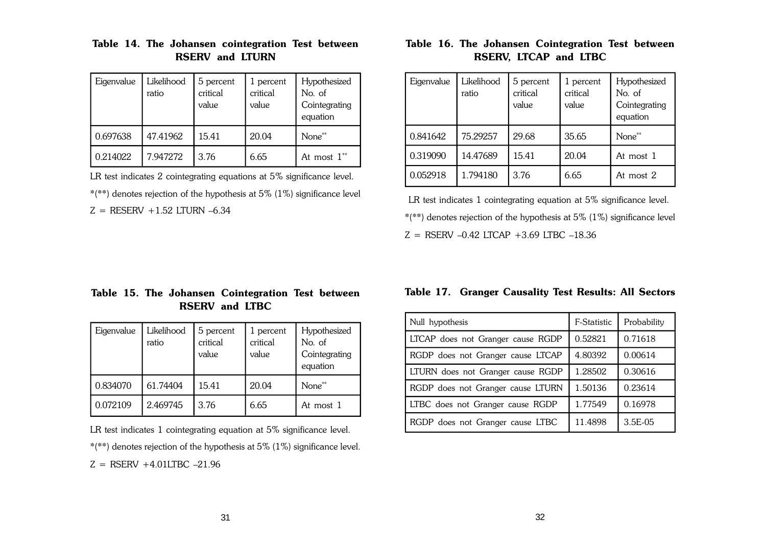### Table 14. The Johansen cointegration Test between RSERV and LTURN

| Eigenvalue | Likelihood ratio | 5 percent critical value | 1 percent critical value | Hypothesized No. of Cointegrating equation |
|---|---|---|---|---|
| 0.697638 | 47.41962 | 15.41 | 20.04 | None** |
| 0.214022 | 7.947272 | 3.76 | 6.65 | At most 1** |

LR test indicates 2 cointegrating equations at 5% significance level.

*(**) denotes rejection of the hypothesis at 5% (1%) significance level

Z = RESERV +1.52 LTURN –6.34

### Table 15. The Johansen Cointegration Test between RSERV and LTBC

| Eigenvalue | Likelihood ratio | 5 percent critical value | 1 percent critical value | Hypothesized No. of Cointegrating equation |
|---|---|---|---|---|
| 0.834070 | 61.74404 | 15.41 | 20.04 | None** |
| 0.072109 | 2.469745 | 3.76 | 6.65 | At most 1 |

LR test indicates 1 cointegrating equation at 5% significance level.

*(**) denotes rejection of the hypothesis at 5% (1%) significance level.

Z = RSERV +4.01LTBC –21.96

### Table 16. The Johansen Cointegration Test between RSERV, LTCAP and LTBC

| Eigenvalue | Likelihood ratio | 5 percent critical value | 1 percent critical value | Hypothesized No. of Cointegrating equation |
|---|---|---|---|---|
| 0.841642 | 75.29257 | 29.68 | 35.65 | None** |
| 0.319090 | 14.47689 | 15.41 | 20.04 | At most 1 |
| 0.052918 | 1.794180 | 3.76 | 6.65 | At most 2 |

LR test indicates 1 cointegrating equation at 5% significance level.

*(**) denotes rejection of the hypothesis at 5% (1%) significance level

Z = RSERV –0.42 LTCAP +3.69 LTBC –18.36

### Table 17. Granger Causality Test Results: All Sectors

| Null hypothesis | F-Statistic | Probability |
|---|---|---|
| LTCAP does not Granger cause RGDP | 0.52821 | 0.71618 |
| RGDP does not Granger cause LTCAP | 4.80392 | 0.00614 |
| LTURN does not Granger cause RGDP | 1.28502 | 0.30616 |
| RGDP does not Granger cause LTURN | 1.50136 | 0.23614 |
| LTBC does not Granger cause RGDP | 1.77549 | 0.16978 |
| RGDP does not Granger cause LTBC | 11.4898 | 3.5E-05 |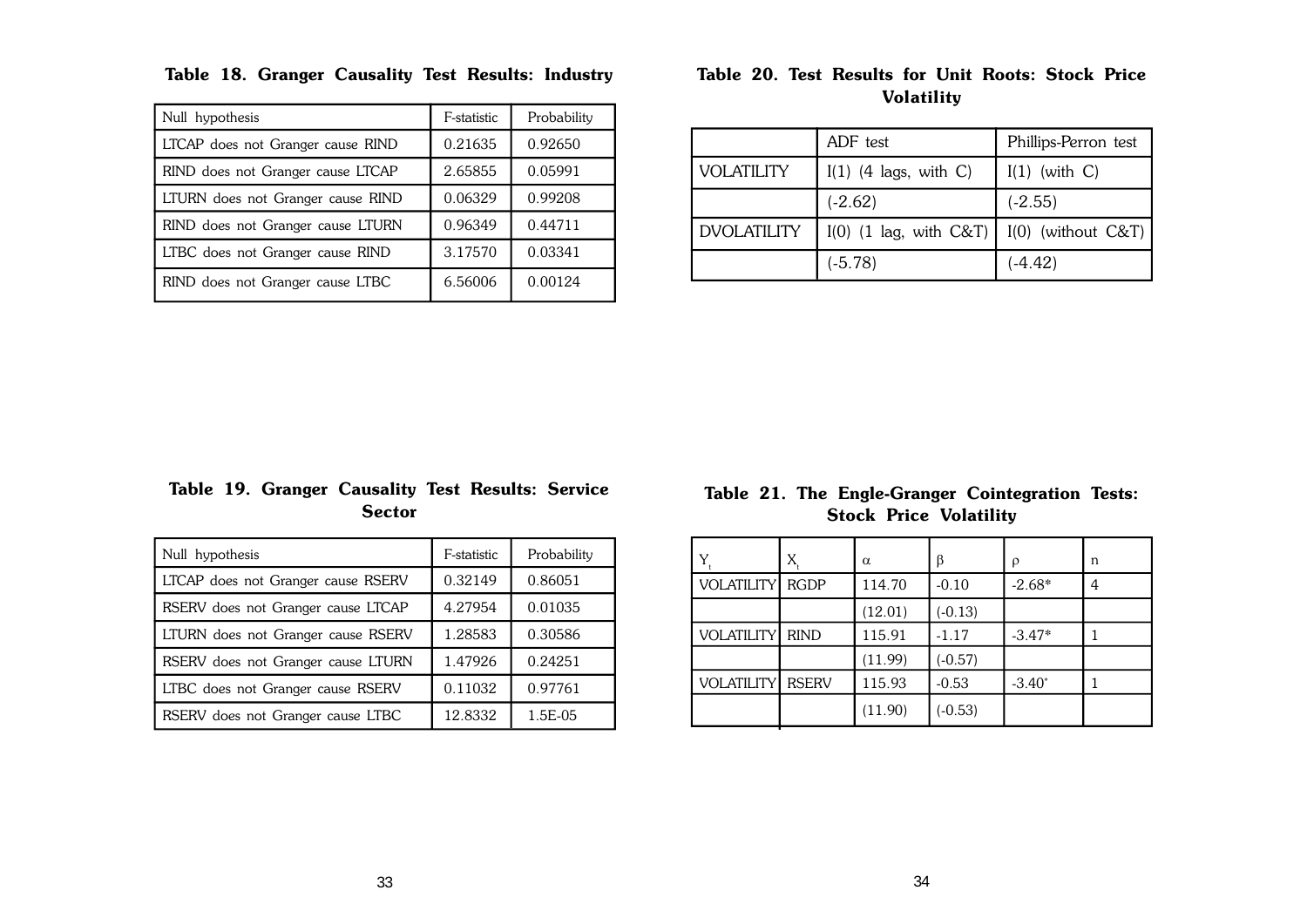**Table 18. Granger Causality Test Results: Industry**

| Null hypothesis | F-statistic | Probability |
|---|---|---|
| LTCAP does not Granger cause RIND | 0.21635 | 0.92650 |
| RIND does not Granger cause LTCAP | 2.65855 | 0.05991 |
| LTURN does not Granger cause RIND | 0.06329 | 0.99208 |
| RIND does not Granger cause LTURN | 0.96349 | 0.44711 |
| LTBC does not Granger cause RIND | 3.17570 | 0.03341 |
| RIND does not Granger cause LTBC | 6.56006 | 0.00124 |

**Table 19. Granger Causality Test Results: Service Sector**

| Null hypothesis | F-statistic | Probability |
|---|---|---|
| LTCAP does not Granger cause RSERV | 0.32149 | 0.86051 |
| RSERV does not Granger cause LTCAP | 4.27954 | 0.01035 |
| LTURN does not Granger cause RSERV | 1.28583 | 0.30586 |
| RSERV does not Granger cause LTURN | 1.47926 | 0.24251 |
| LTBC does not Granger cause RSERV | 0.11032 | 0.97761 |
| RSERV does not Granger cause LTBC | 12.8332 | 1.5E-05 |

**Table 20. Test Results for Unit Roots: Stock Price Volatility**

| | ADF test | Phillips-Perron test |
|---|---|---|
| VOLATILITY | I(1) (4 lags, with C) | I(1) (with C) |
| | (-2.62) | (-2.55) |
| DVOLATILITY | I(0) (1 lag, with C&T) | I(0) (without C&T) |
| | (-5.78) | (-4.42) |

**Table 21. The Engle-Granger Cointegration Tests: Stock Price Volatility**

| $Y_t$ | $X_t$ | $\alpha$ | $\beta$ | $\rho$ | n |
|---|---|---|---|---|---|
| VOLATILITY | RGDP | 114.70 | -0.10 | -2.68* | 4 |
| | | (12.01) | (-0.13) | | |
| VOLATILITY | RIND | 115.91 | -1.17 | -3.47* | 1 |
| | | (11.99) | (-0.57) | | |
| VOLATILITY | RSERV | 115.93 | -0.53 | -3.40* | 1 |
| | | (11.90) | (-0.53) | | |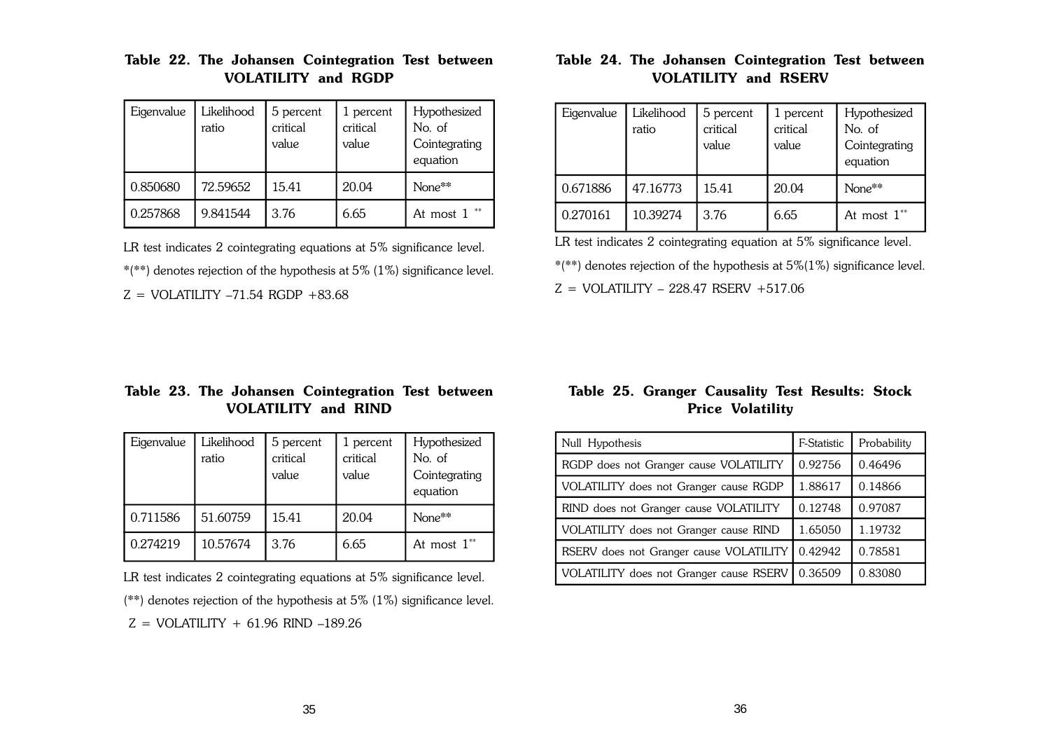**Table 22. The Johansen Cointegration Test between VOLATILITY and RGDP**

| Eigenvalue | Likelihood ratio | 5 percent critical value | 1 percent critical value | Hypothesized No. of Cointegrating equation |
|---|---|---|---|---|
| 0.850680 | 72.59652 | 15.41 | 20.04 | None** |
| 0.257868 | 9.841544 | 3.76 | 6.65 | At most 1 ** |

LR test indicates 2 cointegrating equations at 5% significance level.

*(**) denotes rejection of the hypothesis at 5% (1%) significance level.

Z = VOLATILITY –71.54 RGDP +83.68

**Table 23. The Johansen Cointegration Test between VOLATILITY and RIND**

| Eigenvalue | Likelihood ratio | 5 percent critical value | 1 percent critical value | Hypothesized No. of Cointegrating equation |
|---|---|---|---|---|
| 0.711586 | 51.60759 | 15.41 | 20.04 | None** |
| 0.274219 | 10.57674 | 3.76 | 6.65 | At most 1** |

LR test indicates 2 cointegrating equations at 5% significance level.

(**) denotes rejection of the hypothesis at 5% (1%) significance level.

Z = VOLATILITY + 61.96 RIND –189.26

**Table 24. The Johansen Cointegration Test between VOLATILITY and RSERV**

| Eigenvalue | Likelihood ratio | 5 percent critical value | 1 percent critical value | Hypothesized No. of Cointegrating equation |
|---|---|---|---|---|
| 0.671886 | 47.16773 | 15.41 | 20.04 | None** |
| 0.270161 | 10.39274 | 3.76 | 6.65 | At most 1** |

LR test indicates 2 cointegrating equation at 5% significance level.

*(**) denotes rejection of the hypothesis at 5%(1%) significance level.

Z = VOLATILITY – 228.47 RSERV +517.06

**Table 25. Granger Causality Test Results: Stock Price Volatility**

| Null Hypothesis | F-Statistic | Probability |
|---|---|---|
| RGDP does not Granger cause VOLATILITY | 0.92756 | 0.46496 |
| VOLATILITY does not Granger cause RGDP | 1.88617 | 0.14866 |
| RIND does not Granger cause VOLATILITY | 0.12748 | 0.97087 |
| VOLATILITY does not Granger cause RIND | 1.65050 | 1.19732 |
| RSERV does not Granger cause VOLATILITY | 0.42942 | 0.78581 |
| VOLATILITY does not Granger cause RSERV | 0.36509 | 0.83080 |